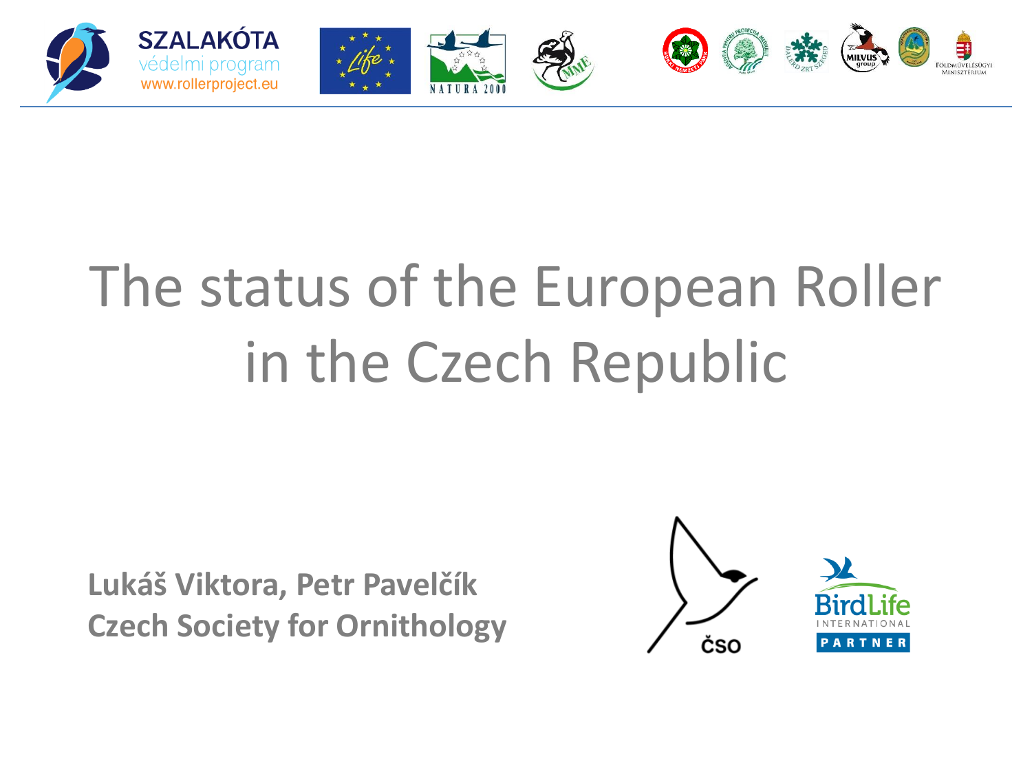SZALAKÓTA
védelmi program
www.rollerproject.eu

# The status of the European Roller in the Czech Republic

**Lukáš Viktora, Petr Pavelčík**
**Czech Society for Ornithology**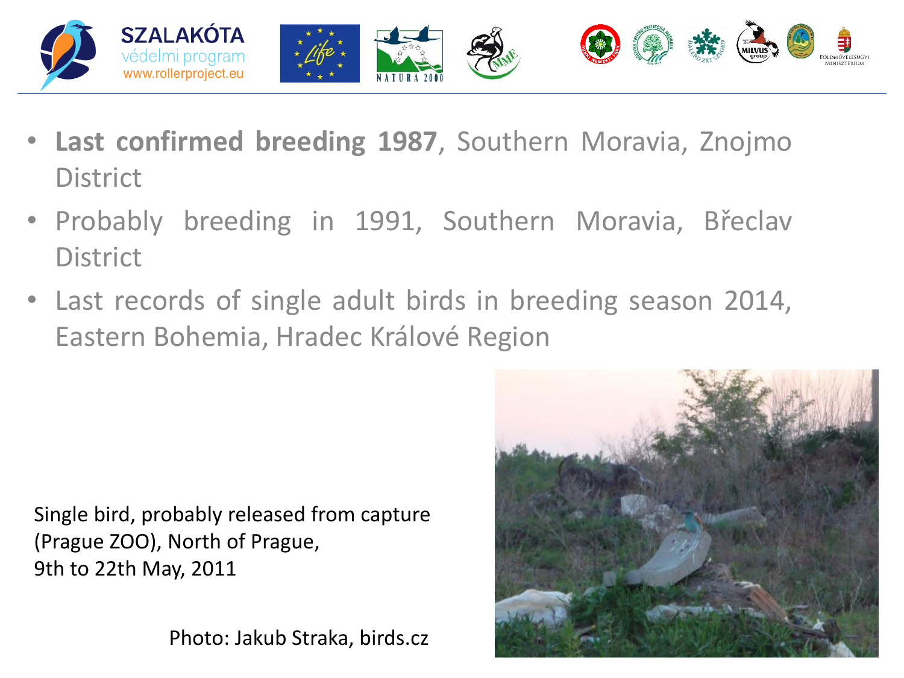- **Last confirmed breeding 1987**, Southern Moravia, Znojmo District
- Probably breeding in 1991, Southern Moravia, Břeclav District
- Last records of single adult birds in breeding season 2014, Eastern Bohemia, Hradec Králové Region

Single bird, probably released from capture (Prague ZOO), North of Prague, 9th to 22th May, 2011

Photo: Jakub Straka, birds.cz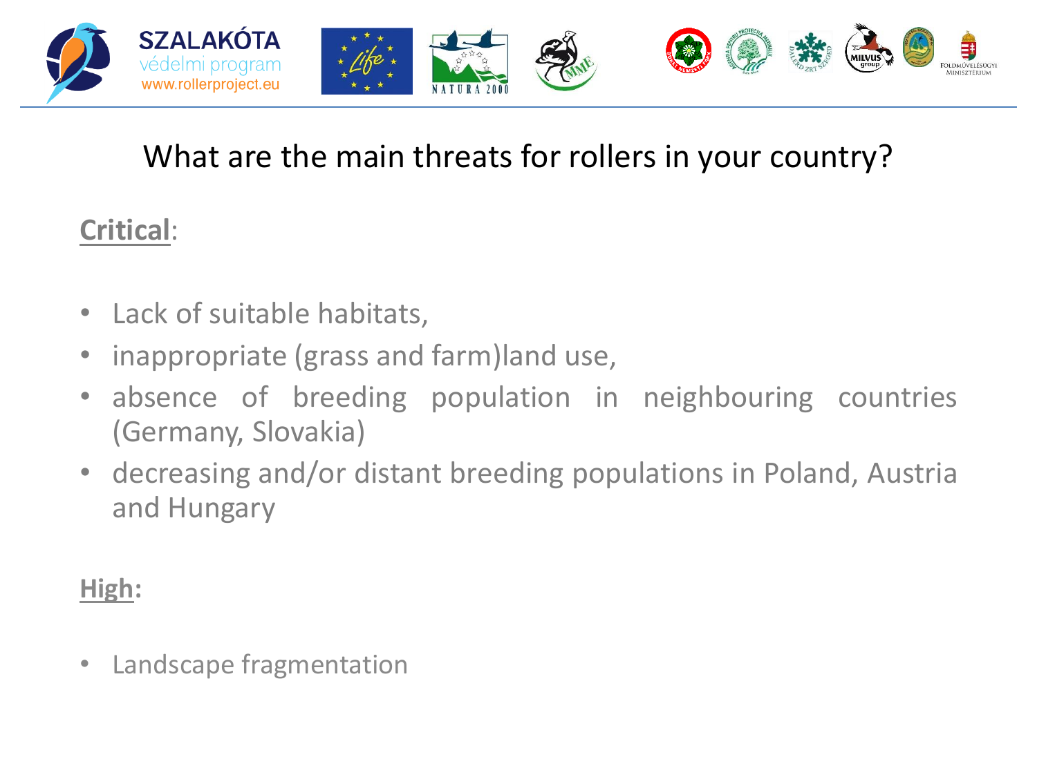# What are the main threats for rollers in your country?

**Critical**:

- Lack of suitable habitats,
- inappropriate (grass and farm)land use,
- absence of breeding population in neighbouring countries (Germany, Slovakia)
- decreasing and/or distant breeding populations in Poland, Austria and Hungary

**High:**

- Landscape fragmentation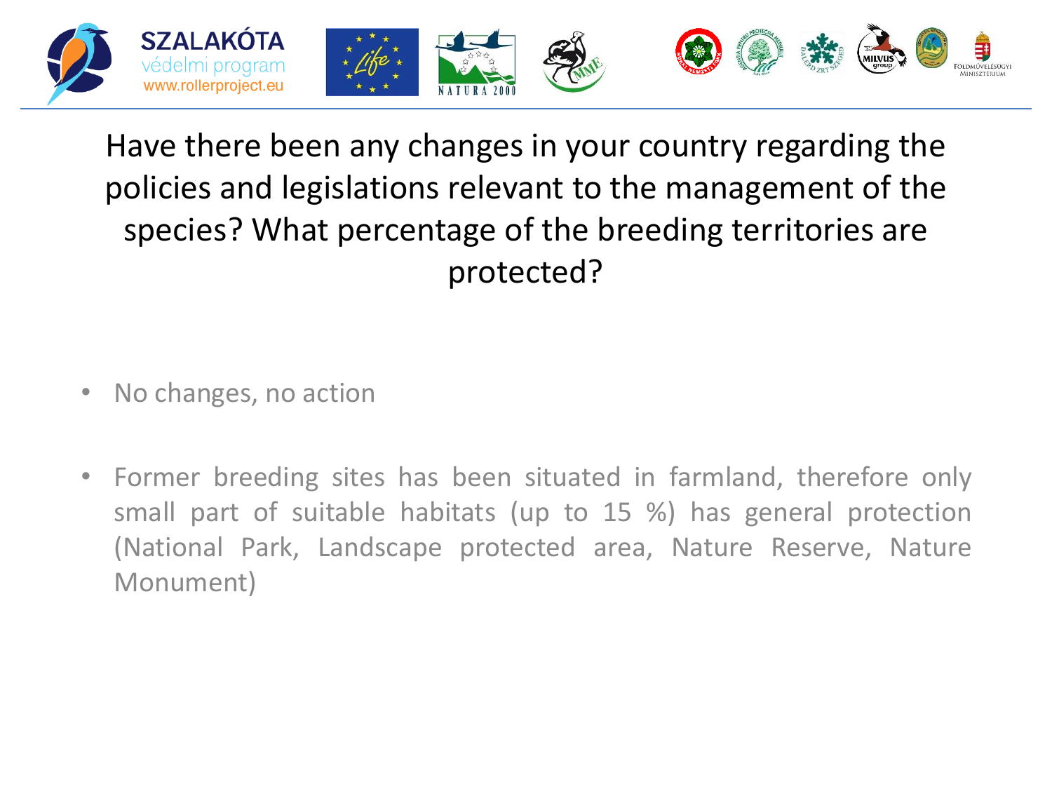## Have there been any changes in your country regarding the policies and legislations relevant to the management of the species? What percentage of the breeding territories are protected?

- No changes, no action

- Former breeding sites has been situated in farmland, therefore only small part of suitable habitats (up to 15 %) has general protection (National Park, Landscape protected area, Nature Reserve, Nature Monument)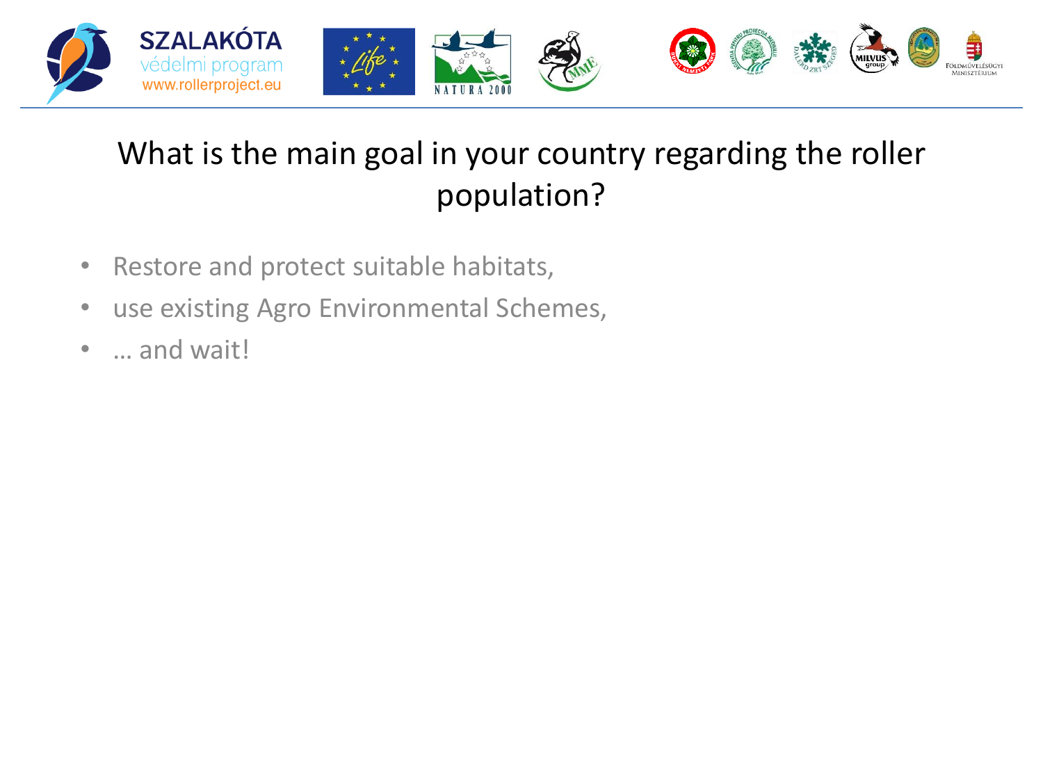# What is the main goal in your country regarding the roller population?

- Restore and protect suitable habitats,
- use existing Agro Environmental Schemes,
- … and wait!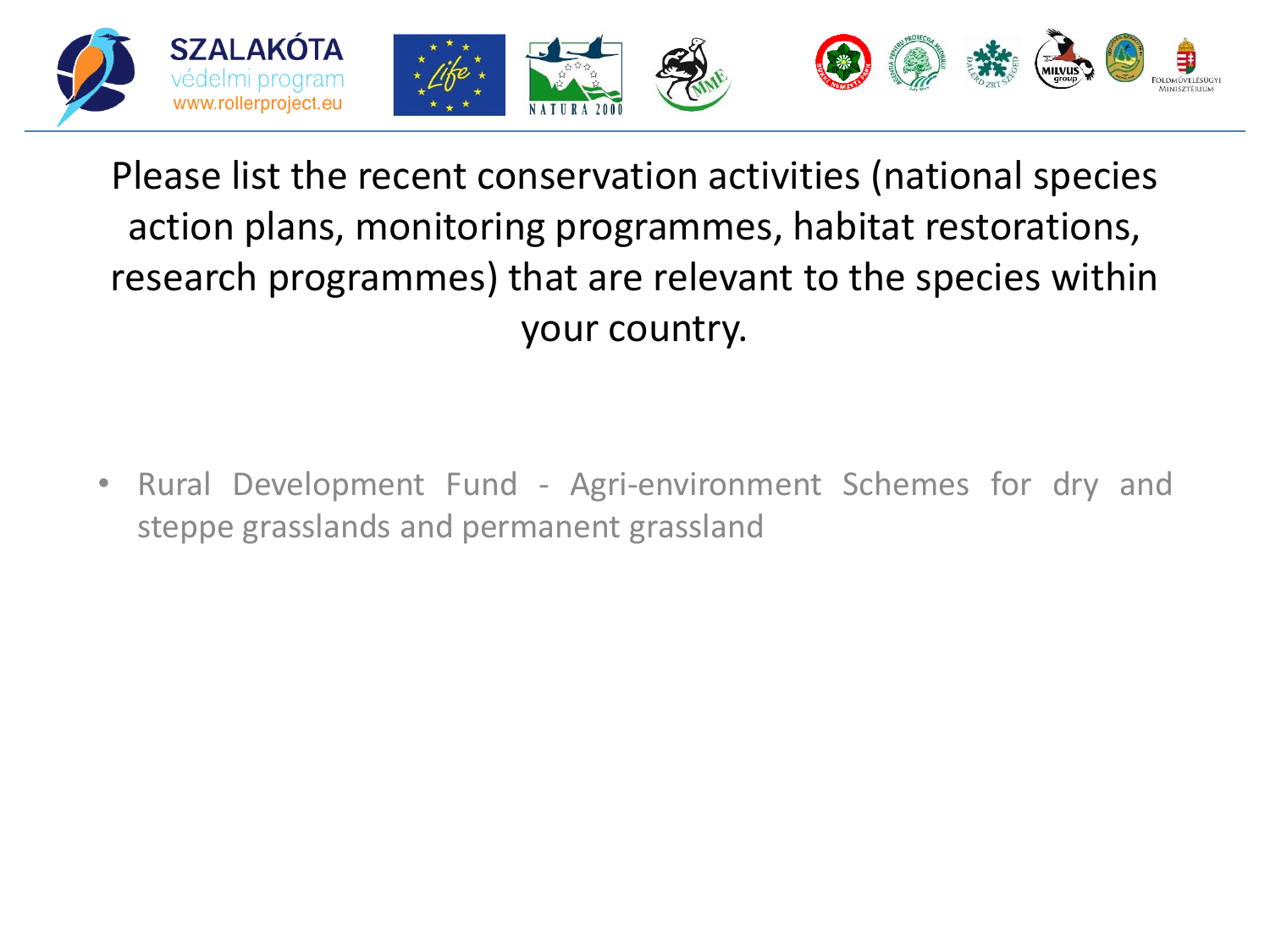## Please list the recent conservation activities (national species action plans, monitoring programmes, habitat restorations, research programmes) that are relevant to the species within your country.

- Rural Development Fund - Agri-environment Schemes for dry and steppe grasslands and permanent grassland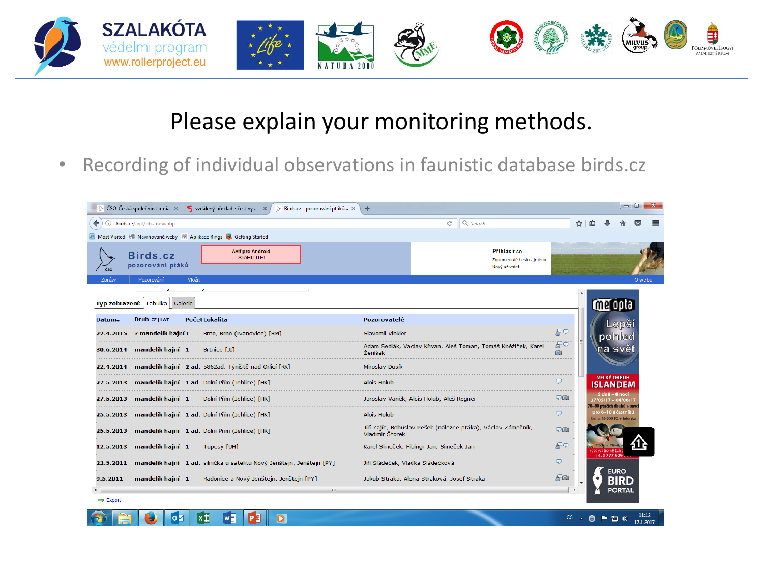# Please explain your monitoring methods.

- Recording of individual observations in faunistic database birds.cz

| Datum | Druh CZ \| LAT | Počet | Lokalita | Pozorovatelé |
|---|---|---|---|---|
| 22.4.2015 | ? mandelík hajní | 1 | Brno, Brno (Ivanovice) [BM] | Slavomil Vinkler |
| 30.6.2014 | mandelík hajní | 1 | Brtnice [JI] | Adam Sedlák, Václav Křivan, Aleš Toman, Tomáš Kněžíček, Karel Ženíšek |
| 22.4.2014 | mandelík hajní | 2 ad. | 5862ad, Týniště nad Orlicí [RK] | Miroslav Dusík |
| 27.5.2013 | mandelík hajní | 1 ad. | Dolní Přím (Jehlice) [HK] | Alois Holub |
| 27.5.2013 | mandelík hajní | 1 | Dolní Přím (Jehlice) [HK] | Jaroslav Vaněk, Alois Holub, Aleš Regner |
| 25.5.2013 | mandelík hajní | 1 ad. | Dolní Přím (Jehlice) [HK] | Alois Holub |
| 25.5.2013 | mandelík hajní | 1 ad. | Dolní Přím (Jehlice) [HK] | Jiří Zajíc, Bohuslav Pešek (nálezce ptáka), Václav Zámečník, Vladimír Štorek |
| 12.5.2013 | mandelík hajní | 1 | Tupesy [UH] | Karel Šimeček, Fibingr Jan, Šimeček Jan |
| 22.5.2011 | mandelík hajní | 1 ad. | silnička u satelitu Nový Jenštejn, Jenštejn [PY] | Jiří Sládeček, Vladka Sládečková |
| 9.5.2011 | mandelík hajní | 1 | Radonice a Nový Jenštejn, Jenštejn [PY] | Jakub Straka, Alena Straková, Josef Straka |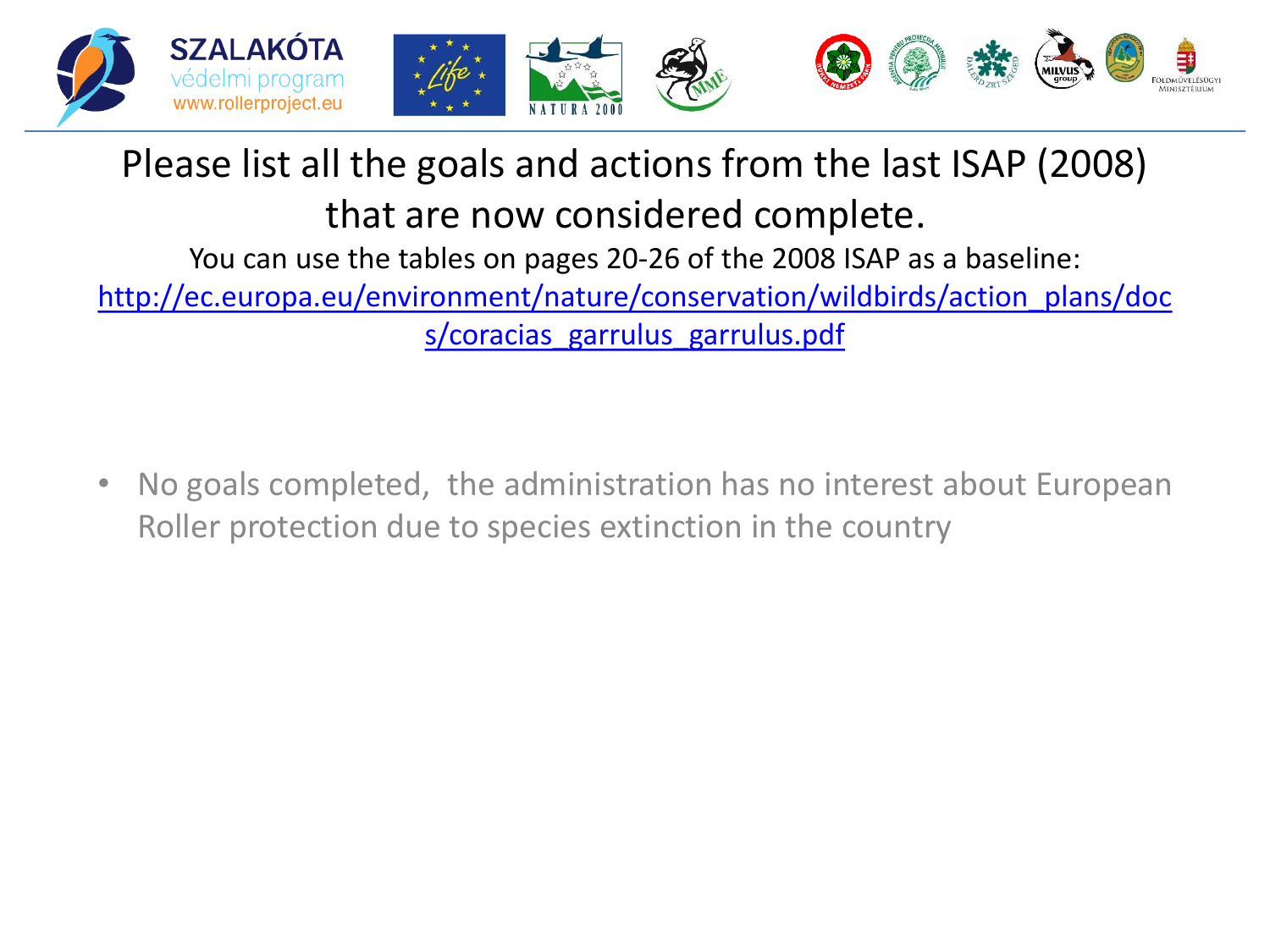# Please list all the goals and actions from the last ISAP (2008) that are now considered complete.

You can use the tables on pages 20-26 of the 2008 ISAP as a baseline: http://ec.europa.eu/environment/nature/conservation/wildbirds/action_plans/docs/coracias_garrulus_garrulus.pdf

- No goals completed, the administration has no interest about European Roller protection due to species extinction in the country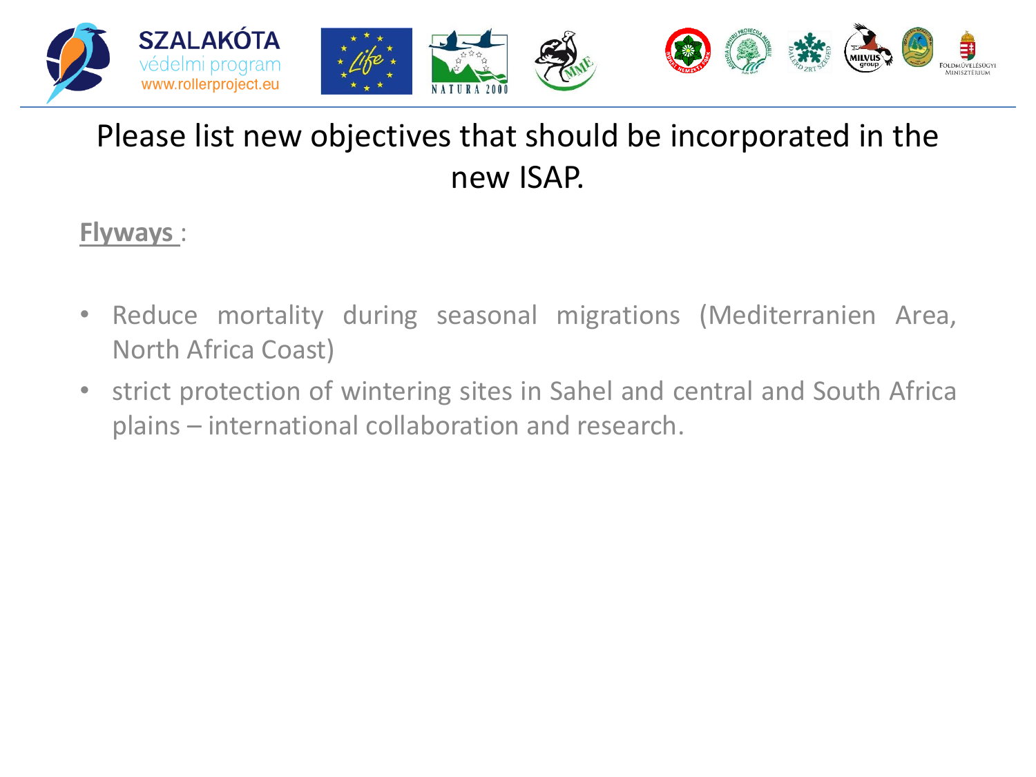# Please list new objectives that should be incorporated in the new ISAP.

**Flyways** :

- Reduce mortality during seasonal migrations (Mediterranien Area, North Africa Coast)
- strict protection of wintering sites in Sahel and central and South Africa plains – international collaboration and research.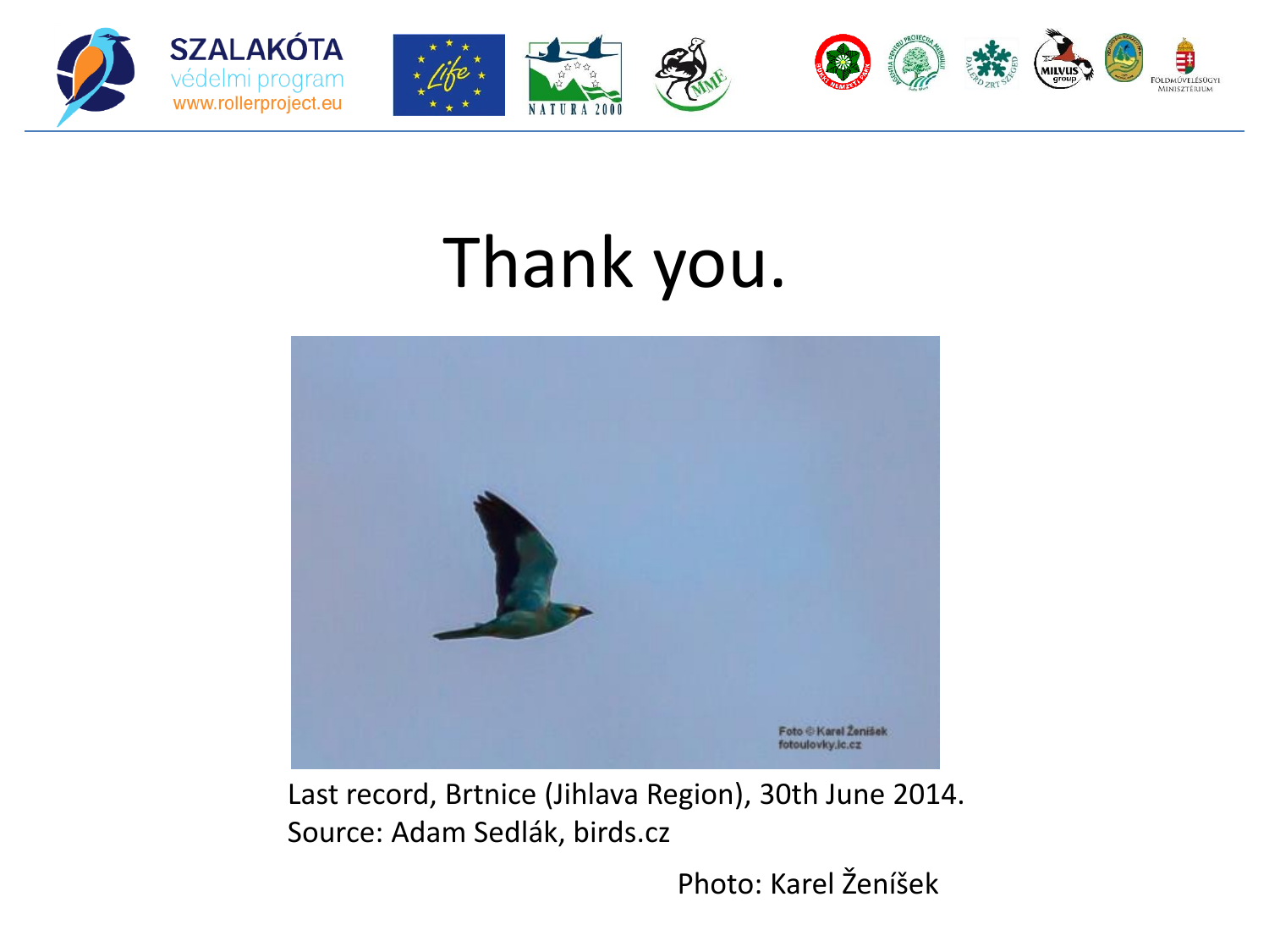# Thank you.

Last record, Brtnice (Jihlava Region), 30th June 2014.
Source: Adam Sedlák, birds.cz

Photo: Karel Ženíšek